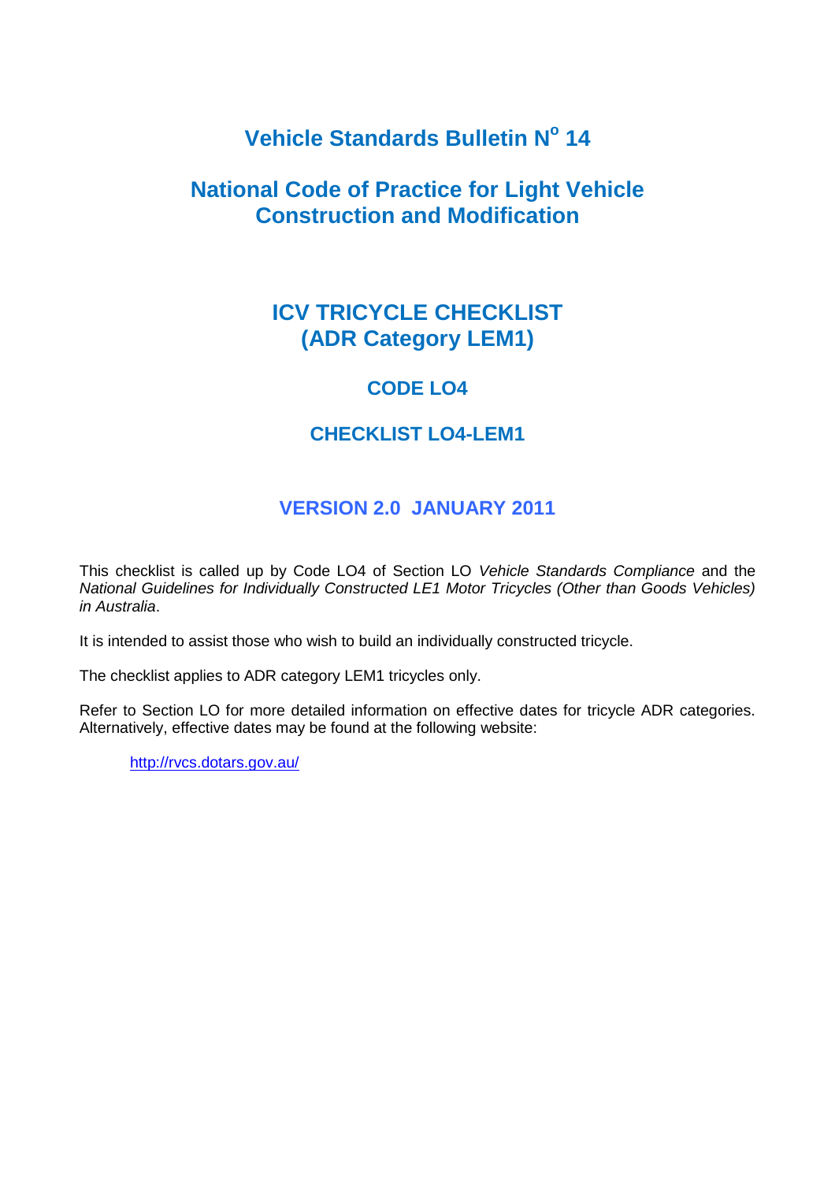# Vehicle Standards Bulletin N^o 14

# National Code of Practice for Light Vehicle Construction and Modification

## ICV TRICYCLE CHECKLIST (ADR Category LEM1)

### CODE LO4

### CHECKLIST LO4-LEM1

### VERSION 2.0 JANUARY 2011

This checklist is called up by Code LO4 of Section LO *Vehicle Standards Compliance* and the *National Guidelines for Individually Constructed LE1 Motor Tricycles (Other than Goods Vehicles) in Australia*.

It is intended to assist those who wish to build an individually constructed tricycle.

The checklist applies to ADR category LEM1 tricycles only.

Refer to Section LO for more detailed information on effective dates for tricycle ADR categories. Alternatively, effective dates may be found at the following website:

http://rvcs.dotars.gov.au/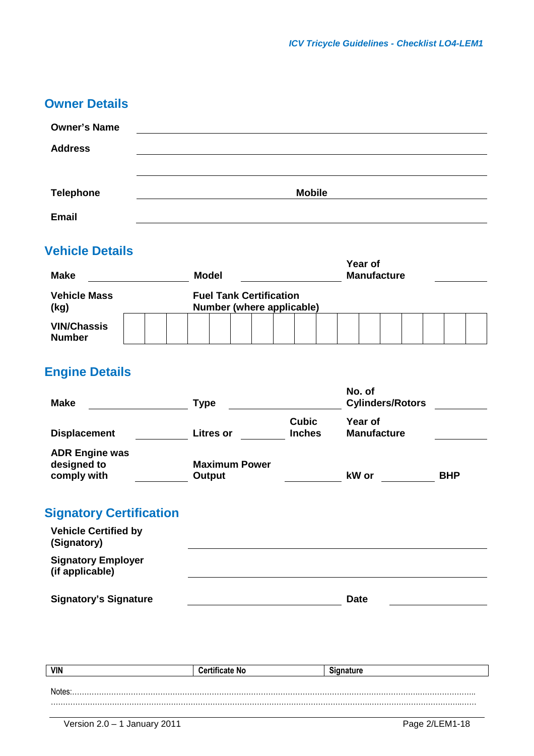## Owner Details

| | | | |
|---|---|---|---|
| **Owner's Name** | | | |
| **Address** | | | |
| | | | |
| **Telephone** | | **Mobile** | |
| **Email** | | | |

## Vehicle Details

| | | | | | |
|---|---|---|---|---|---|
| **Make** | | **Model** | | **Year of Manufacture** | |
| **Vehicle Mass (kg)** | | **Fuel Tank Certification Number (where applicable)** | | | |

| **VIN/Chassis Number** | | | | | | | | | | | | | | | | | |
|---|---|---|---|---|---|---|---|---|---|---|---|---|---|---|---|---|---|

## Engine Details

| | | | | | | | |
|---|---|---|---|---|---|---|---|
| **Make** | | **Type** | | | | **No. of Cylinders/Rotors** | |
| **Displacement** | | **Litres or** | | **Cubic Inches** | | **Year of Manufacture** | |
| **ADR Engine was designed to comply with** | | **Maximum Power Output** | | **kW or** | | **BHP** | |

## Signatory Certification

| | | | |
|---|---|---|---|
| **Vehicle Certified by (Signatory)** | | | |
| **Signatory Employer (if applicable)** | | | |
| **Signatory's Signature** | | **Date** | |

| VIN | Certificate No | Signature |
|---|---|---|

Notes:……………………………………………………………………………………………………………………………………………
……………………………………………………………………………………………………………………………………………………

Version 2.0 – 1 January 2011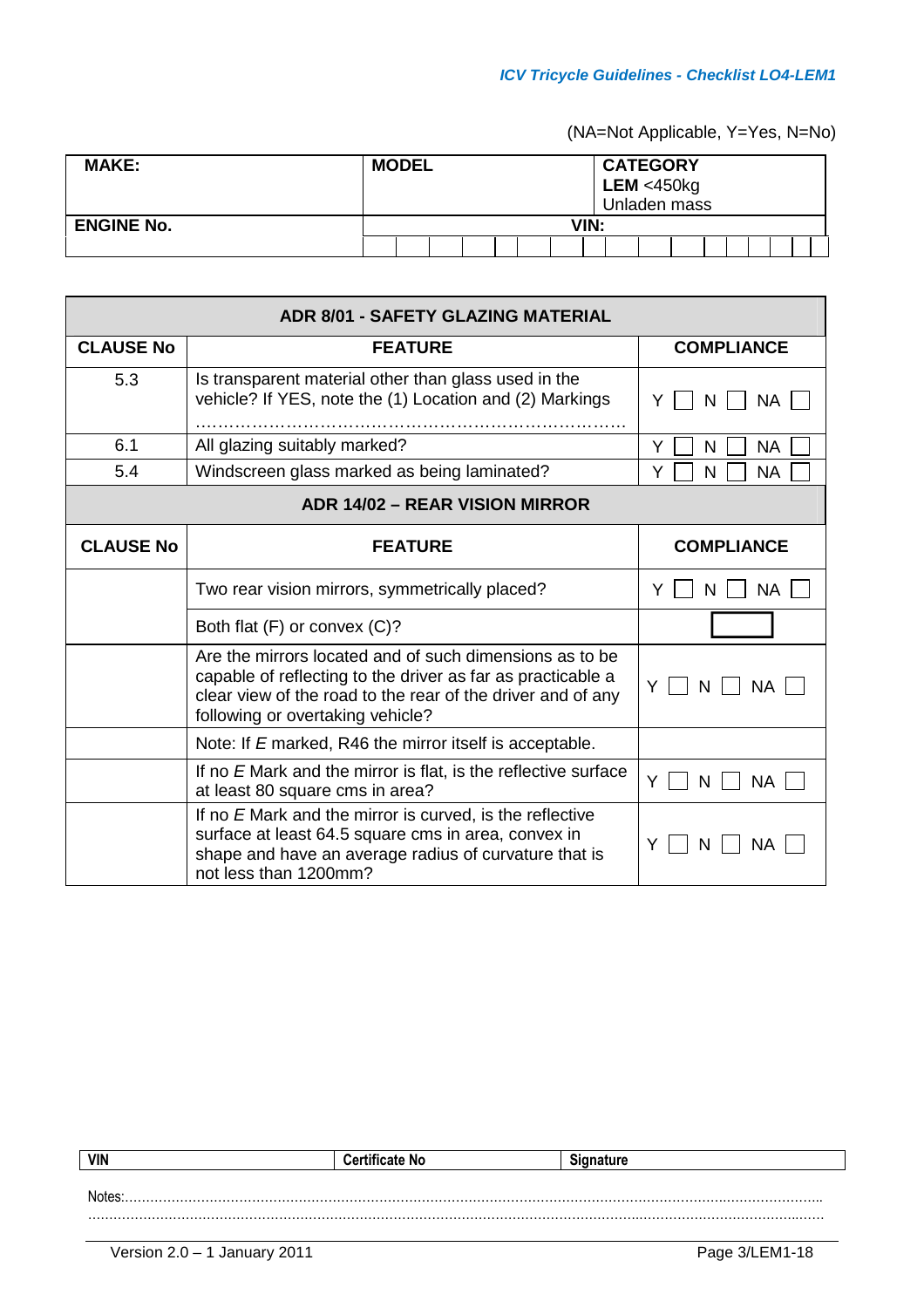(NA=Not Applicable, Y=Yes, N=No)

| MAKE: | MODEL | CATEGORY **LEM** <450kg Unladen mass |
|---|---|---|
| **ENGINE No.** | **VIN:** | |

| ADR 8/01 - SAFETY GLAZING MATERIAL | | |
|---|---|---|
| **CLAUSE No** | **FEATURE** | **COMPLIANCE** |
| 5.3 | Is transparent material other than glass used in the vehicle? If YES, note the (1) Location and (2) Markings …………………………………………………………………… | Y ☐ N ☐ NA ☐ |
| 6.1 | All glazing suitably marked? | Y ☐ N ☐ NA ☐ |
| 5.4 | Windscreen glass marked as being laminated? | Y ☐ N ☐ NA ☐ |
| **ADR 14/02 – REAR VISION MIRROR** | | |
| **CLAUSE No** | **FEATURE** | **COMPLIANCE** |
| | Two rear vision mirrors, symmetrically placed? | Y ☐ N ☐ NA ☐ |
| | Both flat (F) or convex (C)? | ☐ |
| | Are the mirrors located and of such dimensions as to be capable of reflecting to the driver as far as practicable a clear view of the road to the rear of the driver and of any following or overtaking vehicle? | Y ☐ N ☐ NA ☐ |
| | Note: If *E* marked, R46 the mirror itself is acceptable. | |
| | If no *E* Mark and the mirror is flat, is the reflective surface at least 80 square cms in area? | Y ☐ N ☐ NA ☐ |
| | If no *E* Mark and the mirror is curved, is the reflective surface at least 64.5 square cms in area, convex in shape and have an average radius of curvature that is not less than 1200mm? | Y ☐ N ☐ NA ☐ |

| VIN | Certificate No | Signature |
|---|---|---|

Notes:……………………………………………………………………………………………………………………………………
…………………………………………………………………………………………………………………………………………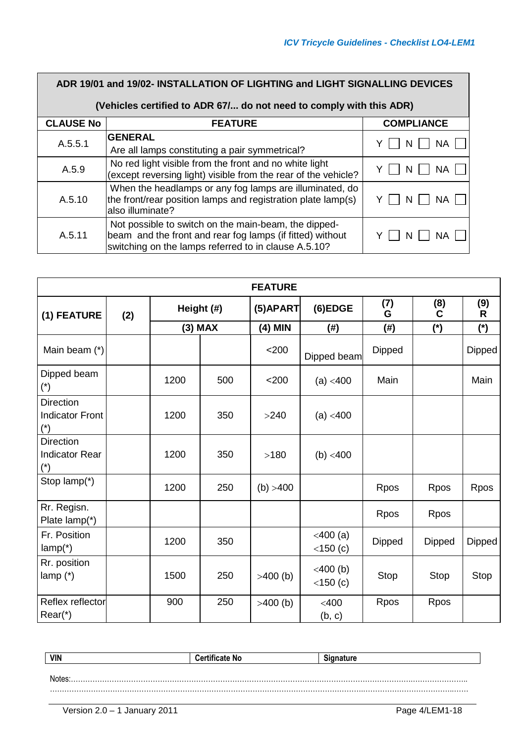| ADR 19/01 and 19/02- INSTALLATION OF LIGHTING and LIGHT SIGNALLING DEVICES (Vehicles certified to ADR 67/... do not need to comply with this ADR) | | |
|---|---|---|
| **CLAUSE No** | **FEATURE** | **COMPLIANCE** |
| A.5.5.1 | **GENERAL** Are all lamps constituting a pair symmetrical? | Y ☐ N ☐ NA ☐ |
| A.5.9 | No red light visible from the front and no white light (except reversing light) visible from the rear of the vehicle? | Y ☐ N ☐ NA ☐ |
| A.5.10 | When the headlamps or any fog lamps are illuminated, do the front/rear position lamps and registration plate lamp(s) also illuminate? | Y ☐ N ☐ NA ☐ |
| A.5.11 | Not possible to switch on the main-beam, the dipped-beam and the front and rear fog lamps (if fitted) without switching on the lamps referred to in clause A.5.10? | Y ☐ N ☐ NA ☐ |

| **FEATURE** | | | | | | | | |
|---|---|---|---|---|---|---|---|---|
| **(1) FEATURE** | **(2)** | **Height (#)** | | **(5)APART** | **(6)EDGE** | **(7) G** | **(8) C** | **(9) R** |
| | | **(3) MAX** | | **(4) MIN** | **(#)** | **(#)** | **(\*)** | **(\*)** |
| Main beam (\*) | | | | <200 | Dipped beam | Dipped | | Dipped |
| Dipped beam (\*) | | 1200 | 500 | <200 | (a) <400 | Main | | Main |
| Direction Indicator Front (\*) | | 1200 | 350 | >240 | (a) <400 | | | |
| Direction Indicator Rear (\*) | | 1200 | 350 | >180 | (b) <400 | | | |
| Stop lamp(\*) | | 1200 | 250 | (b) >400 | | Rpos | Rpos | Rpos |
| Rr. Regisn. Plate lamp(\*) | | | | | | Rpos | Rpos | |
| Fr. Position lamp(\*) | | 1200 | 350 | | <400 (a) <150 (c) | Dipped | Dipped | Dipped |
| Rr. position lamp (\*) | | 1500 | 250 | >400 (b) | <400 (b) <150 (c) | Stop | Stop | Stop |
| Reflex reflector Rear(\*) | | 900 | 250 | >400 (b) | <400 (b, c) | Rpos | Rpos | |

| VIN | Certificate No | Signature |
|---|---|---|
| | | |

Notes:.......................................................................................................................................................

.......................................................................................................................................................

Version 2.0 – 1 January 2011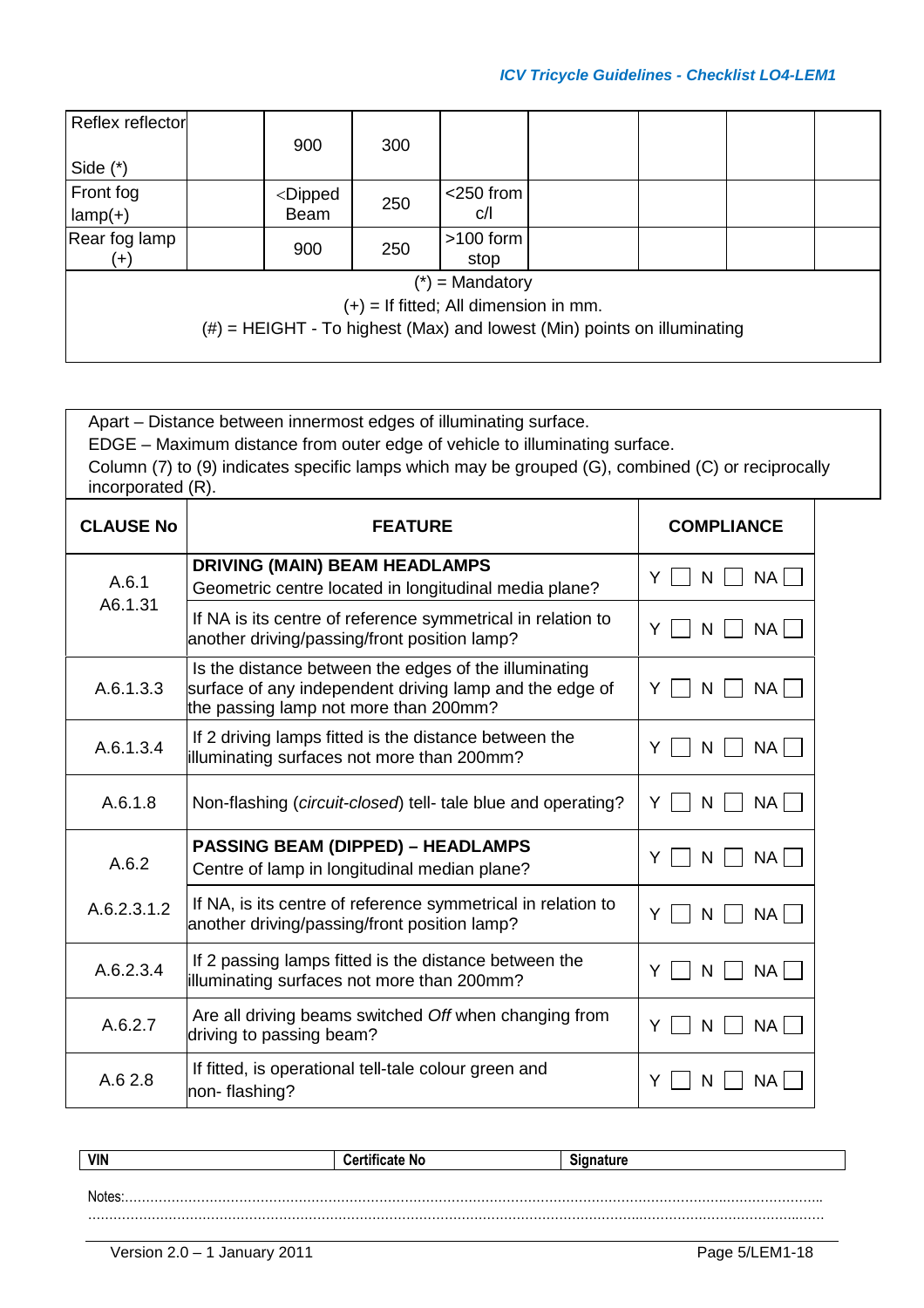| Reflex reflector<br><br>Side (*) | | 900 | 300 | | | | | |
|---|---|---|---|---|---|---|---|---|
| Front fog lamp(+) | | <Dipped Beam | 250 | <250 from c/l | | | | |
| Rear fog lamp (+) | | 900 | 250 | >100 form stop | | | | |

(*) = Mandatory
(+) = If fitted; All dimension in mm.
(#) = HEIGHT - To highest (Max) and lowest (Min) points on illuminating

Apart – Distance between innermost edges of illuminating surface.
EDGE – Maximum distance from outer edge of vehicle to illuminating surface.
Column (7) to (9) indicates specific lamps which may be grouped (G), combined (C) or reciprocally incorporated (R).

| CLAUSE No | FEATURE | COMPLIANCE |
|---|---|---|
| A.6.1<br>A6.1.31 | **DRIVING (MAIN) BEAM HEADLAMPS**<br>Geometric centre located in longitudinal media plane? | Y ☐ N ☐ NA ☐ |
| | If NA is its centre of reference symmetrical in relation to another driving/passing/front position lamp? | Y ☐ N ☐ NA ☐ |
| A.6.1.3.3 | Is the distance between the edges of the illuminating surface of any independent driving lamp and the edge of the passing lamp not more than 200mm? | Y ☐ N ☐ NA ☐ |
| A.6.1.3.4 | If 2 driving lamps fitted is the distance between the illuminating surfaces not more than 200mm? | Y ☐ N ☐ NA ☐ |
| A.6.1.8 | Non-flashing (*circuit-closed*) tell- tale blue and operating? | Y ☐ N ☐ NA ☐ |
| A.6.2 | **PASSING BEAM (DIPPED) – HEADLAMPS**<br>Centre of lamp in longitudinal median plane? | Y ☐ N ☐ NA ☐ |
| A.6.2.3.1.2 | If NA, is its centre of reference symmetrical in relation to another driving/passing/front position lamp? | Y ☐ N ☐ NA ☐ |
| A.6.2.3.4 | If 2 passing lamps fitted is the distance between the illuminating surfaces not more than 200mm? | Y ☐ N ☐ NA ☐ |
| A.6.2.7 | Are all driving beams switched *Off* when changing from driving to passing beam? | Y ☐ N ☐ NA ☐ |
| A.6 2.8 | If fitted, is operational tell-tale colour green and non- flashing? | Y ☐ N ☐ NA ☐ |

| VIN | Certificate No | Signature |
|---|---|---|

Notes:........................................................................................................................................................
...............................................................................................................................................................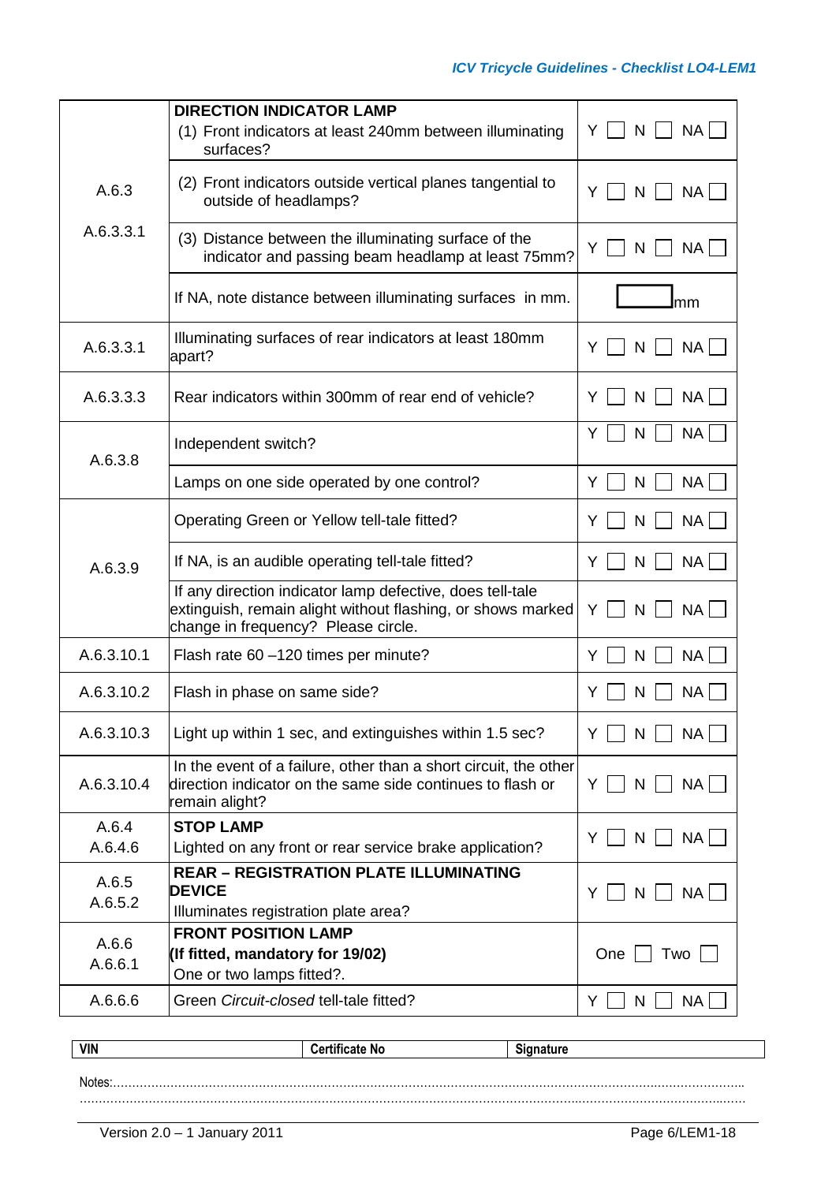| | | |
|---|---|---|
| A.6.3<br><br>A.6.3.3.1 | **DIRECTION INDICATOR LAMP**<br>(1) Front indicators at least 240mm between illuminating surfaces? | Y ☐ N ☐ NA ☐ |
| | (2) Front indicators outside vertical planes tangential to outside of headlamps? | Y ☐ N ☐ NA ☐ |
| | (3) Distance between the illuminating surface of the indicator and passing beam headlamp at least 75mm? | Y ☐ N ☐ NA ☐ |
| | If NA, note distance between illuminating surfaces in mm. | ☐ mm |
| A.6.3.3.1 | Illuminating surfaces of rear indicators at least 180mm apart? | Y ☐ N ☐ NA ☐ |
| A.6.3.3.3 | Rear indicators within 300mm of rear end of vehicle? | Y ☐ N ☐ NA ☐ |
| A.6.3.8 | Independent switch? | Y ☐ N ☐ NA ☐ |
| | Lamps on one side operated by one control? | Y ☐ N ☐ NA ☐ |
| A.6.3.9 | Operating Green or Yellow tell-tale fitted? | Y ☐ N ☐ NA ☐ |
| | If NA, is an audible operating tell-tale fitted? | Y ☐ N ☐ NA ☐ |
| | If any direction indicator lamp defective, does tell-tale extinguish, remain alight without flashing, or shows marked change in frequency? Please circle. | Y ☐ N ☐ NA ☐ |
| A.6.3.10.1 | Flash rate 60 –120 times per minute? | Y ☐ N ☐ NA ☐ |
| A.6.3.10.2 | Flash in phase on same side? | Y ☐ N ☐ NA ☐ |
| A.6.3.10.3 | Light up within 1 sec, and extinguishes within 1.5 sec? | Y ☐ N ☐ NA ☐ |
| A.6.3.10.4 | In the event of a failure, other than a short circuit, the other direction indicator on the same side continues to flash or remain alight? | Y ☐ N ☐ NA ☐ |
| A.6.4<br>A.6.4.6 | **STOP LAMP**<br>Lighted on any front or rear service brake application? | Y ☐ N ☐ NA ☐ |
| A.6.5<br>A.6.5.2 | **REAR – REGISTRATION PLATE ILLUMINATING DEVICE**<br>Illuminates registration plate area? | Y ☐ N ☐ NA ☐ |
| A.6.6<br>A.6.6.1 | **FRONT POSITION LAMP**<br>**(If fitted, mandatory for 19/02)**<br>One or two lamps fitted?. | One ☐ Two ☐ |
| A.6.6.6 | Green *Circuit-closed* tell-tale fitted? | Y ☐ N ☐ NA ☐ |

| VIN | Certificate No | Signature |
|---|---|---|

Notes:......................................................................................................................................................
...............................................................................................................................................................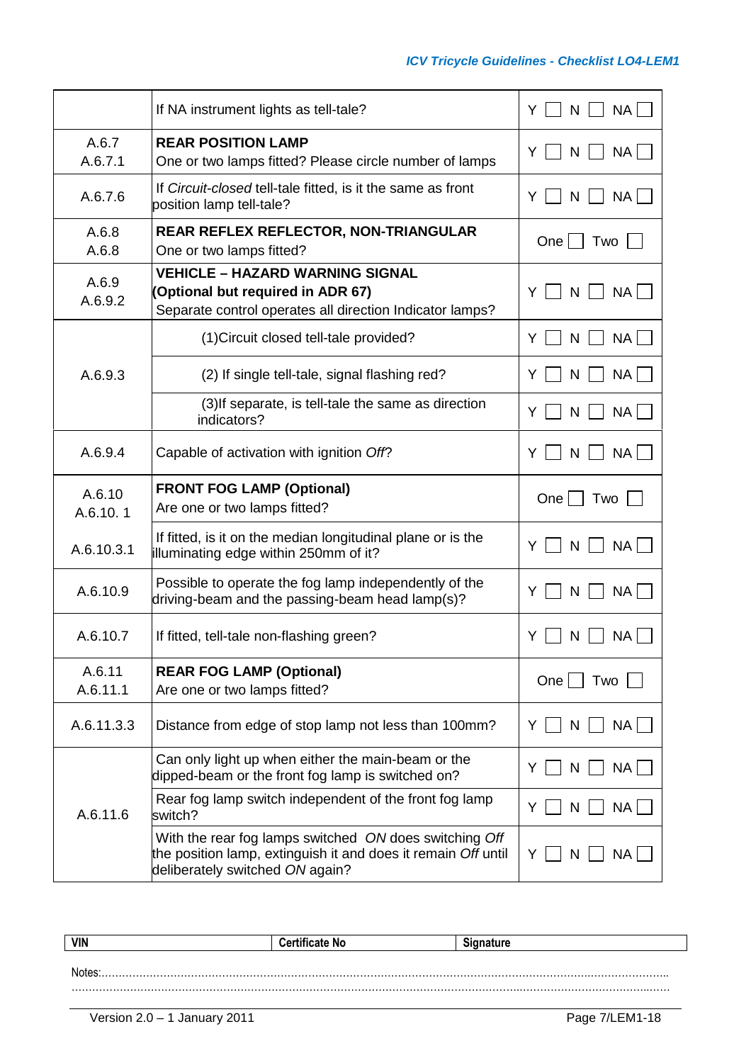| | | |
|---|---|---|
| | If NA instrument lights as tell-tale? | Y ☐ N ☐ NA ☐ |
| A.6.7<br>A.6.7.1 | **REAR POSITION LAMP**<br>One or two lamps fitted? Please circle number of lamps | Y ☐ N ☐ NA ☐ |
| A.6.7.6 | If *Circuit-closed* tell-tale fitted, is it the same as front position lamp tell-tale? | Y ☐ N ☐ NA ☐ |
| A.6.8<br>A.6.8 | **REAR REFLEX REFLECTOR, NON-TRIANGULAR**<br>One or two lamps fitted? | One ☐ Two ☐ |
| A.6.9<br>A.6.9.2 | **VEHICLE – HAZARD WARNING SIGNAL (Optional but required in ADR 67)**<br>Separate control operates all direction Indicator lamps? | Y ☐ N ☐ NA ☐ |
| A.6.9.3 | (1)Circuit closed tell-tale provided? | Y ☐ N ☐ NA ☐ |
| | (2) If single tell-tale, signal flashing red? | Y ☐ N ☐ NA ☐ |
| | (3)If separate, is tell-tale the same as direction indicators? | Y ☐ N ☐ NA ☐ |
| A.6.9.4 | Capable of activation with ignition *Off*? | Y ☐ N ☐ NA ☐ |
| A.6.10<br>A.6.10. 1 | **FRONT FOG LAMP (Optional)**<br>Are one or two lamps fitted? | One ☐ Two ☐ |
| A.6.10.3.1 | If fitted, is it on the median longitudinal plane or is the illuminating edge within 250mm of it? | Y ☐ N ☐ NA ☐ |
| A.6.10.9 | Possible to operate the fog lamp independently of the driving-beam and the passing-beam head lamp(s)? | Y ☐ N ☐ NA ☐ |
| A.6.10.7 | If fitted, tell-tale non-flashing green? | Y ☐ N ☐ NA ☐ |
| A.6.11<br>A.6.11.1 | **REAR FOG LAMP (Optional)**<br>Are one or two lamps fitted? | One ☐ Two ☐ |
| A.6.11.3.3 | Distance from edge of stop lamp not less than 100mm? | Y ☐ N ☐ NA ☐ |
| A.6.11.6 | Can only light up when either the main-beam or the dipped-beam or the front fog lamp is switched on? | Y ☐ N ☐ NA ☐ |
| | Rear fog lamp switch independent of the front fog lamp switch? | Y ☐ N ☐ NA ☐ |
| | With the rear fog lamps switched *ON* does switching *Off* the position lamp, extinguish it and does it remain *Off* until deliberately switched *ON* again? | Y ☐ N ☐ NA ☐ |

| VIN | Certificate No | Signature |
|---|---|---|

Notes:.....................................................................................................................................................................
.....................................................................................................................................................................................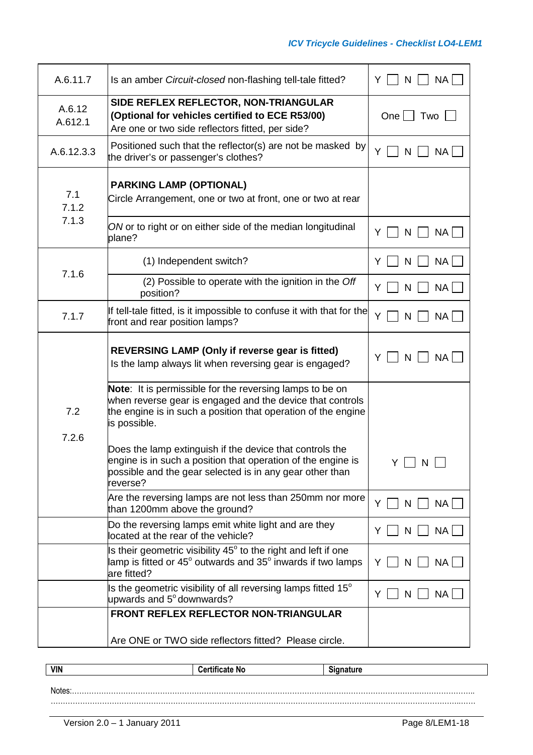| | | |
|---|---|---|
| A.6.11.7 | Is an amber *Circuit-closed* non-flashing tell-tale fitted? | Y ☐ N ☐ NA ☐ |
| A.6.12<br>A.612.1 | **SIDE REFLEX REFLECTOR, NON-TRIANGULAR (Optional for vehicles certified to ECE R53/00)**<br>Are one or two side reflectors fitted, per side? | One ☐ Two ☐ |
| A.6.12.3.3 | Positioned such that the reflector(s) are not be masked by the driver's or passenger's clothes? | Y ☐ N ☐ NA ☐ |
| 7.1<br>7.1.2<br>7.1.3 | **PARKING LAMP (OPTIONAL)**<br>Circle Arrangement, one or two at front, one or two at rear | |
| | *ON* or to right or on either side of the median longitudinal plane? | Y ☐ N ☐ NA ☐ |
| 7.1.6 | (1) Independent switch? | Y ☐ N ☐ NA ☐ |
| | (2) Possible to operate with the ignition in the *Off* position? | Y ☐ N ☐ NA ☐ |
| 7.1.7 | If tell-tale fitted, is it impossible to confuse it with that for the front and rear position lamps? | Y ☐ N ☐ NA ☐ |
| 7.2<br>7.2.6 | **REVERSING LAMP (Only if reverse gear is fitted)**<br>Is the lamp always lit when reversing gear is engaged? | Y ☐ N ☐ NA ☐ |
| | **Note**: It is permissible for the reversing lamps to be on when reverse gear is engaged and the device that controls the engine is in such a position that operation of the engine is possible.<br><br>Does the lamp extinguish if the device that controls the engine is in such a position that operation of the engine is possible and the gear selected is in any gear other than reverse? | Y ☐ N ☐ |
| | Are the reversing lamps are not less than 250mm nor more than 1200mm above the ground? | Y ☐ N ☐ NA ☐ |
| | Do the reversing lamps emit white light and are they located at the rear of the vehicle? | Y ☐ N ☐ NA ☐ |
| | Is their geometric visibility 45° to the right and left if one lamp is fitted or 45° outwards and 35° inwards if two lamps are fitted? | Y ☐ N ☐ NA ☐ |
| | Is the geometric visibility of all reversing lamps fitted 15° upwards and 5° downwards? | Y ☐ N ☐ NA ☐ |
| | **FRONT REFLEX REFLECTOR NON-TRIANGULAR**<br><br>Are ONE or TWO side reflectors fitted? Please circle. | |

| VIN | Certificate No | Signature |
|---|---|---|

Notes:..........................................................................................................................................................
..........................................................................................................................................................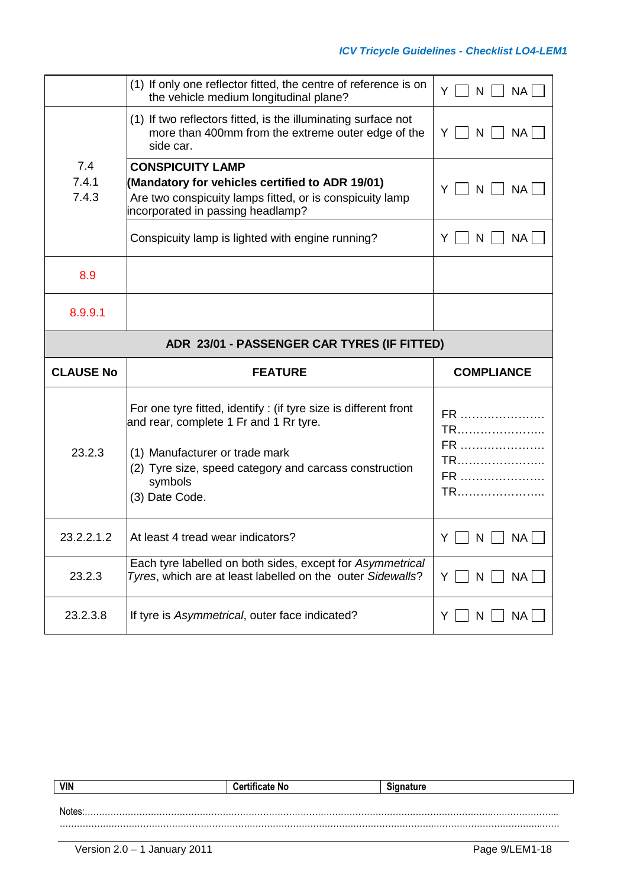| | | |
|---|---|---|
| | (1) If only one reflector fitted, the centre of reference is on the vehicle medium longitudinal plane? | Y ☐ N ☐ NA ☐ |
| | (1) If two reflectors fitted, is the illuminating surface not more than 400mm from the extreme outer edge of the side car. | Y ☐ N ☐ NA ☐ |
| 7.4<br>7.4.1<br>7.4.3 | **CONSPICUITY LAMP**<br>**(Mandatory for vehicles certified to ADR 19/01)**<br>Are two conspicuity lamps fitted, or is conspicuity lamp incorporated in passing headlamp? | Y ☐ N ☐ NA ☐ |
| | Conspicuity lamp is lighted with engine running? | Y ☐ N ☐ NA ☐ |
| 8.9 | | |
| 8.9.9.1 | | |

**ADR 23/01 - PASSENGER CAR TYRES (IF FITTED)**

| CLAUSE No | FEATURE | COMPLIANCE |
|---|---|---|
| 23.2.3 | For one tyre fitted, identify : (if tyre size is different front and rear, complete 1 Fr and 1 Rr tyre.<br><br>(1) Manufacturer or trade mark<br>(2) Tyre size, speed category and carcass construction symbols<br>(3) Date Code. | FR ………………….<br>TR…………………..<br>FR ………………….<br>TR…………………..<br>FR ………………….<br>TR………………….. |
| 23.2.2.1.2 | At least 4 tread wear indicators? | Y ☐ N ☐ NA ☐ |
| 23.2.3 | Each tyre labelled on both sides, except for *Asymmetrical Tyres*, which are at least labelled on the outer *Sidewalls*? | Y ☐ N ☐ NA ☐ |
| 23.2.3.8 | If tyre is *Asymmetrical*, outer face indicated? | Y ☐ N ☐ NA ☐ |

| VIN | Certificate No | Signature |
|---|---|---|

Notes:……………………………………………………………………………………………………………………………………………
……………………………………………………………………………………………………………………………………………………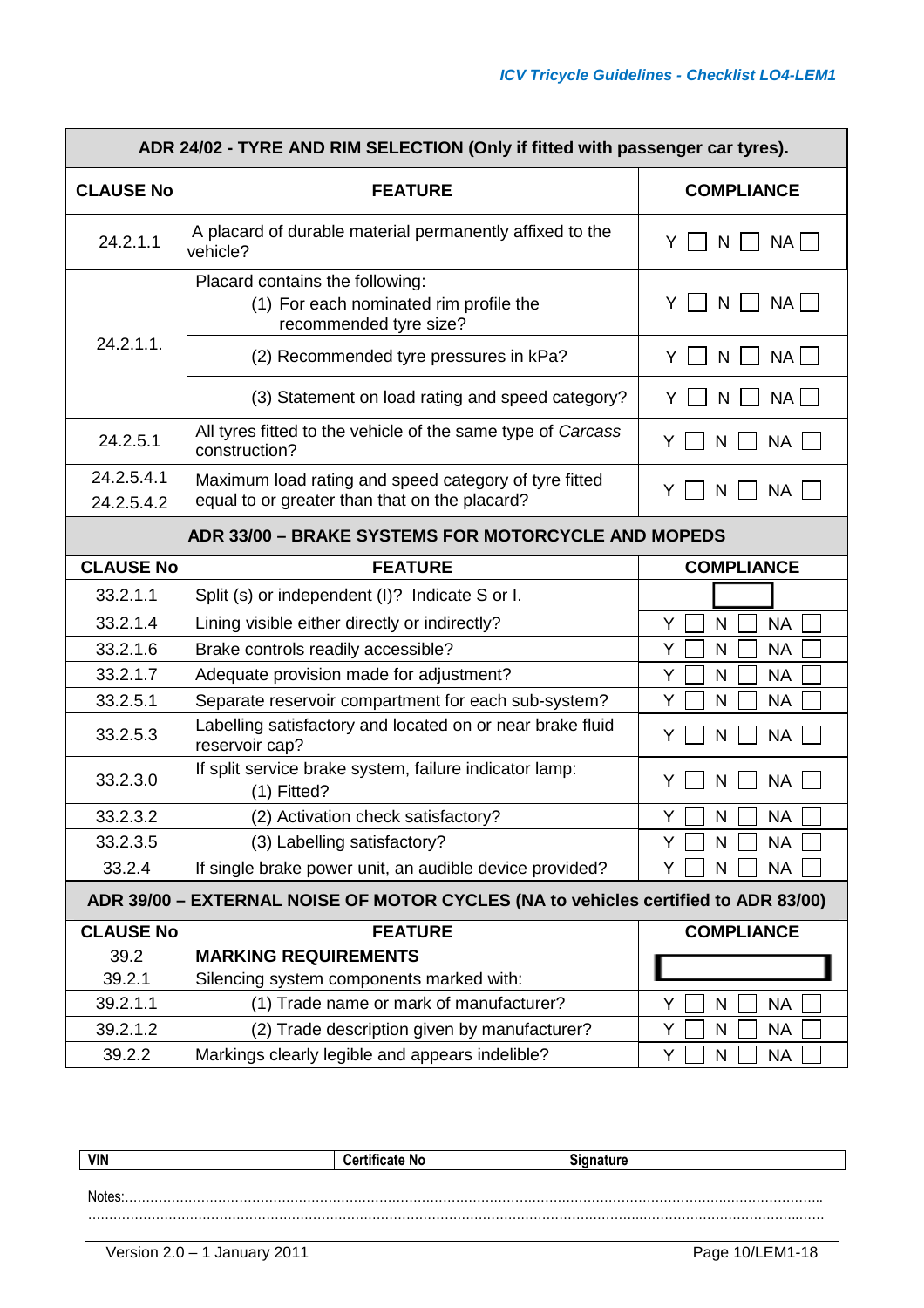| ADR 24/02 - TYRE AND RIM SELECTION (Only if fitted with passenger car tyres). | | |
|---|---|---|
| **CLAUSE No** | **FEATURE** | **COMPLIANCE** |
| 24.2.1.1 | A placard of durable material permanently affixed to the vehicle? | Y ☐ N ☐ NA ☐ |
| 24.2.1.1. | Placard contains the following:<br>(1) For each nominated rim profile the recommended tyre size? | Y ☐ N ☐ NA ☐ |
| | (2) Recommended tyre pressures in kPa? | Y ☐ N ☐ NA ☐ |
| | (3) Statement on load rating and speed category? | Y ☐ N ☐ NA ☐ |
| 24.2.5.1 | All tyres fitted to the vehicle of the same type of *Carcass* construction? | Y ☐ N ☐ NA ☐ |
| 24.2.5.4.1<br>24.2.5.4.2 | Maximum load rating and speed category of tyre fitted equal to or greater than that on the placard? | Y ☐ N ☐ NA ☐ |

| ADR 33/00 – BRAKE SYSTEMS FOR MOTORCYCLE AND MOPEDS | | |
|---|---|---|
| **CLAUSE No** | **FEATURE** | **COMPLIANCE** |
| 33.2.1.1 | Split (s) or independent (I)? Indicate S or I. | ☐ |
| 33.2.1.4 | Lining visible either directly or indirectly? | Y ☐ N ☐ NA ☐ |
| 33.2.1.6 | Brake controls readily accessible? | Y ☐ N ☐ NA ☐ |
| 33.2.1.7 | Adequate provision made for adjustment? | Y ☐ N ☐ NA ☐ |
| 33.2.5.1 | Separate reservoir compartment for each sub-system? | Y ☐ N ☐ NA ☐ |
| 33.2.5.3 | Labelling satisfactory and located on or near brake fluid reservoir cap? | Y ☐ N ☐ NA ☐ |
| 33.2.3.0 | If split service brake system, failure indicator lamp:<br>(1) Fitted? | Y ☐ N ☐ NA ☐ |
| 33.2.3.2 | (2) Activation check satisfactory? | Y ☐ N ☐ NA ☐ |
| 33.2.3.5 | (3) Labelling satisfactory? | Y ☐ N ☐ NA ☐ |
| 33.2.4 | If single brake power unit, an audible device provided? | Y ☐ N ☐ NA ☐ |

| ADR 39/00 – EXTERNAL NOISE OF MOTOR CYCLES (NA to vehicles certified to ADR 83/00) | | |
|---|---|---|
| **CLAUSE No** | **FEATURE** | **COMPLIANCE** |
| 39.2<br>39.2.1 | **MARKING REQUIREMENTS**<br>Silencing system components marked with: | ☐ |
| 39.2.1.1 | (1) Trade name or mark of manufacturer? | Y ☐ N ☐ NA ☐ |
| 39.2.1.2 | (2) Trade description given by manufacturer? | Y ☐ N ☐ NA ☐ |
| 39.2.2 | Markings clearly legible and appears indelible? | Y ☐ N ☐ NA ☐ |

| VIN | Certificate No | Signature |
|---|---|---|

Notes:........................................................................................................................................................

..................................................................................................................................................................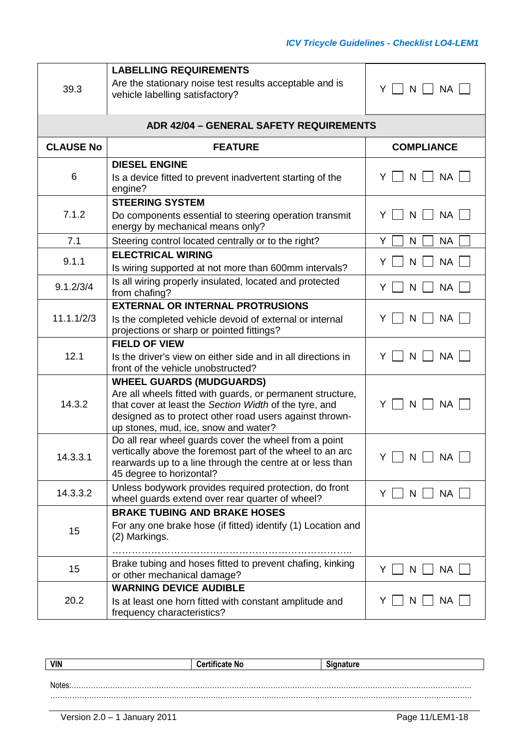| | | |
|---|---|---|
| 39.3 | **LABELLING REQUIREMENTS**<br>Are the stationary noise test results acceptable and is vehicle labelling satisfactory? | Y ☐ N ☐ NA ☐ |
| | **ADR 42/04 – GENERAL SAFETY REQUIREMENTS** | |
| **CLAUSE No** | **FEATURE** | **COMPLIANCE** |
| 6 | **DIESEL ENGINE**<br>Is a device fitted to prevent inadvertent starting of the engine? | Y ☐ N ☐ NA ☐ |
| 7.1.2 | **STEERING SYSTEM**<br>Do components essential to steering operation transmit energy by mechanical means only? | Y ☐ N ☐ NA ☐ |
| 7.1 | Steering control located centrally or to the right? | Y ☐ N ☐ NA ☐ |
| 9.1.1 | **ELECTRICAL WIRING**<br>Is wiring supported at not more than 600mm intervals? | Y ☐ N ☐ NA ☐ |
| 9.1.2/3/4 | Is all wiring properly insulated, located and protected from chafing? | Y ☐ N ☐ NA ☐ |
| 11.1.1/2/3 | **EXTERNAL OR INTERNAL PROTRUSIONS**<br>Is the completed vehicle devoid of external or internal projections or sharp or pointed fittings? | Y ☐ N ☐ NA ☐ |
| 12.1 | **FIELD OF VIEW**<br>Is the driver's view on either side and in all directions in front of the vehicle unobstructed? | Y ☐ N ☐ NA ☐ |
| 14.3.2 | **WHEEL GUARDS (MUDGUARDS)**<br>Are all wheels fitted with guards, or permanent structure, that cover at least the *Section Width* of the tyre, and designed as to protect other road users against thrown-up stones, mud, ice, snow and water? | Y ☐ N ☐ NA ☐ |
| 14.3.3.1 | Do all rear wheel guards cover the wheel from a point vertically above the foremost part of the wheel to an arc rearwards up to a line through the centre at or less than 45 degree to horizontal? | Y ☐ N ☐ NA ☐ |
| 14.3.3.2 | Unless bodywork provides required protection, do front wheel guards extend over rear quarter of wheel? | Y ☐ N ☐ NA ☐ |
| 15 | **BRAKE TUBING AND BRAKE HOSES**<br>For any one brake hose (if fitted) identify (1) Location and (2) Markings.<br>………………………………………………………………….. | |
| 15 | Brake tubing and hoses fitted to prevent chafing, kinking or other mechanical damage? | Y ☐ N ☐ NA ☐ |
| 20.2 | **WARNING DEVICE AUDIBLE**<br>Is at least one horn fitted with constant amplitude and frequency characteristics? | Y ☐ N ☐ NA ☐ |

| VIN | Certificate No | Signature |
|---|---|---|

Notes:…………………………………………………………………………………………………………………………………
……………………………………………………………………………………………………………………………………………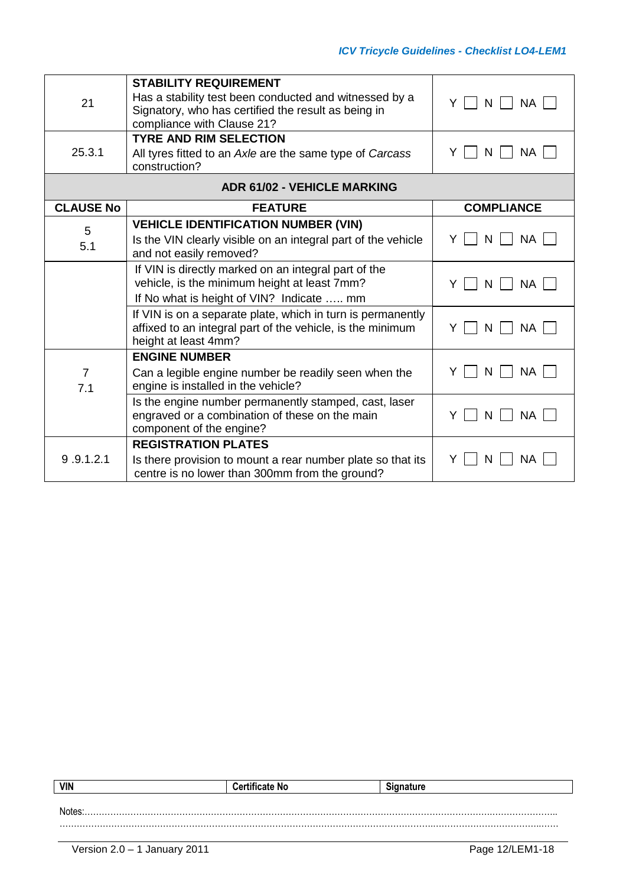| | | |
|---|---|---|
| 21 | **STABILITY REQUIREMENT**<br>Has a stability test been conducted and witnessed by a Signatory, who has certified the result as being in compliance with Clause 21? | Y ☐ N ☐ NA ☐ |
| 25.3.1 | **TYRE AND RIM SELECTION**<br>All tyres fitted to an *Axle* are the same type of *Carcass* construction? | Y ☐ N ☐ NA ☐ |

**ADR 61/02 - VEHICLE MARKING**

| CLAUSE No | FEATURE | COMPLIANCE |
|---|---|---|
| 5<br>5.1 | **VEHICLE IDENTIFICATION NUMBER (VIN)**<br>Is the VIN clearly visible on an integral part of the vehicle and not easily removed? | Y ☐ N ☐ NA ☐ |
| | If VIN is directly marked on an integral part of the vehicle, is the minimum height at least 7mm?<br>If No what is height of VIN? Indicate ….. mm | Y ☐ N ☐ NA ☐ |
| | If VIN is on a separate plate, which in turn is permanently affixed to an integral part of the vehicle, is the minimum height at least 4mm? | Y ☐ N ☐ NA ☐ |
| 7<br>7.1 | **ENGINE NUMBER**<br>Can a legible engine number be readily seen when the engine is installed in the vehicle? | Y ☐ N ☐ NA ☐ |
| | Is the engine number permanently stamped, cast, laser engraved or a combination of these on the main component of the engine? | Y ☐ N ☐ NA ☐ |
| 9 .9.1.2.1 | **REGISTRATION PLATES**<br>Is there provision to mount a rear number plate so that its centre is no lower than 300mm from the ground? | Y ☐ N ☐ NA ☐ |

| VIN | Certificate No | Signature |
|---|---|---|
| | | |

Notes:……………………………………………………………………………………………………………………………
……………………………………………………………………………………………………………………………………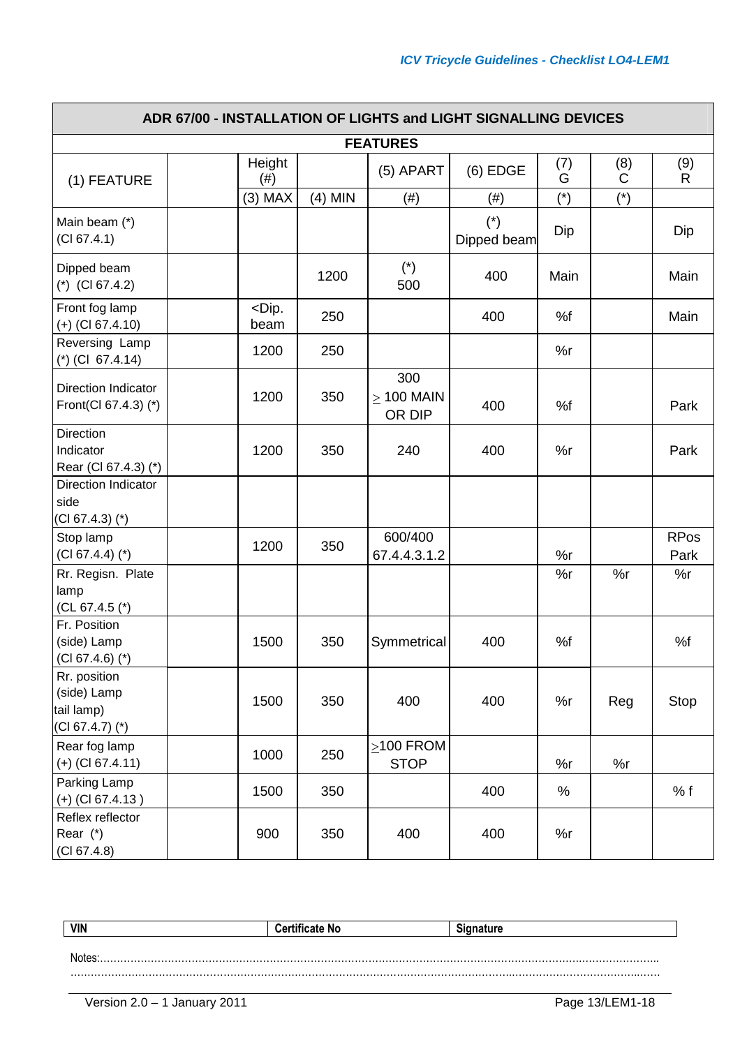| ADR 67/00 - INSTALLATION OF LIGHTS and LIGHT SIGNALLING DEVICES | | | | | | | | |
|---|---|---|---|---|---|---|---|---|
| **FEATURES** | | | | | | | | |
| (1) FEATURE | | Height (#) | | (5) APART | (6) EDGE | (7) G | (8) C | (9) R |
| | | (3) MAX | (4) MIN | (#) | (#) | (*) | (*) | |
| Main beam (*) (Cl 67.4.1) | | | | | (*) Dipped beam | Dip | | Dip |
| Dipped beam (*) (Cl 67.4.2) | | | 1200 | (*) 500 | 400 | Main | | Main |
| Front fog lamp (+) (Cl 67.4.10) | | <Dip. beam | 250 | | 400 | %f | | Main |
| Reversing Lamp (*) (Cl 67.4.14) | | 1200 | 250 | | | %r | | |
| Direction Indicator Front(Cl 67.4.3) (*) | | 1200 | 350 | 300 ≥ 100 MAIN OR DIP | 400 | %f | | Park |
| Direction Indicator Rear (Cl 67.4.3) (*) | | 1200 | 350 | 240 | 400 | %r | | Park |
| Direction Indicator side (Cl 67.4.3) (*) | | | | | | | | |
| Stop lamp (Cl 67.4.4) (*) | | 1200 | 350 | 600/400 67.4.4.3.1.2 | | %r | | RPos Park |
| Rr. Regisn. Plate lamp (CL 67.4.5 (*) | | | | | | %r | %r | %r |
| Fr. Position (side) Lamp (Cl 67.4.6) (*) | | 1500 | 350 | Symmetrical | 400 | %f | | %f |
| Rr. position (side) Lamp tail lamp) (Cl 67.4.7) (*) | | 1500 | 350 | 400 | 400 | %r | Reg | Stop |
| Rear fog lamp (+) (Cl 67.4.11) | | 1000 | 250 | ≥100 FROM STOP | | %r | %r | |
| Parking Lamp (+) (Cl 67.4.13 ) | | 1500 | 350 | | 400 | % | | % f |
| Reflex reflector Rear (*) (Cl 67.4.8) | | 900 | 350 | 400 | 400 | %r | | |

| VIN | Certificate No | Signature |
|---|---|---|

Notes:..........................................................................................................................................................
..........................................................................................................................................................

Version 2.0 – 1 January 2011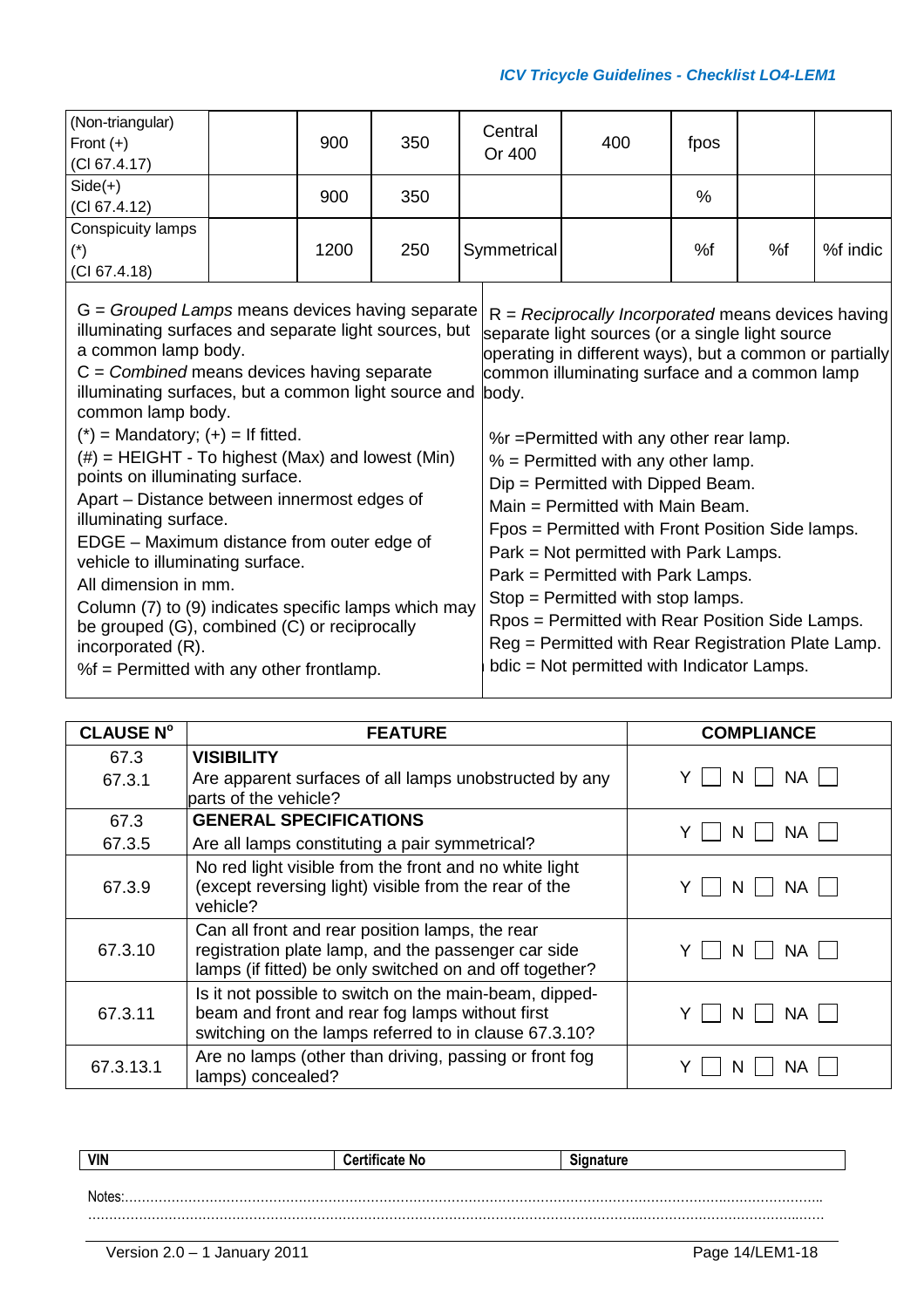| | | | | | | | | |
|---|---|---|---|---|---|---|---|---|
| (Non-triangular) Front (+) (Cl 67.4.17) | | 900 | 350 | Central Or 400 | 400 | fpos | | |
| Side(+) (Cl 67.4.12) | | 900 | 350 | | | % | | |
| Conspicuity lamps (*) (Cl 67.4.18) | | 1200 | 250 | Symmetrical | | %f | %f | %f indic |

G = *Grouped Lamps* means devices having separate illuminating surfaces and separate light sources, but a common lamp body.
C = *Combined* means devices having separate illuminating surfaces, but a common light source and common lamp body.
(*) = Mandatory; (+) = If fitted.
(#) = HEIGHT - To highest (Max) and lowest (Min) points on illuminating surface.
Apart – Distance between innermost edges of illuminating surface.
EDGE – Maximum distance from outer edge of vehicle to illuminating surface.
All dimension in mm.
Column (7) to (9) indicates specific lamps which may be grouped (G), combined (C) or reciprocally incorporated (R).
%f = Permitted with any other frontlamp.

R = *Reciprocally Incorporated* means devices having separate light sources (or a single light source operating in different ways), but a common or partially common illuminating surface and a common lamp body.

%r =Permitted with any other rear lamp.
% = Permitted with any other lamp.
Dip = Permitted with Dipped Beam.
Main = Permitted with Main Beam.
Fpos = Permitted with Front Position Side lamps.
Park = Not permitted with Park Lamps.
Park = Permitted with Park Lamps.
Stop = Permitted with stop lamps.
Rpos = Permitted with Rear Position Side Lamps.
Reg = Permitted with Rear Registration Plate Lamp.
bdic = Not permitted with Indicator Lamps.

| CLAUSE N° | FEATURE | COMPLIANCE |
|---|---|---|
| 67.3<br>67.3.1 | **VISIBILITY**<br>Are apparent surfaces of all lamps unobstructed by any parts of the vehicle? | Y ☐ N ☐ NA ☐ |
| 67.3<br>67.3.5 | **GENERAL SPECIFICATIONS**<br>Are all lamps constituting a pair symmetrical? | Y ☐ N ☐ NA ☐ |
| 67.3.9 | No red light visible from the front and no white light (except reversing light) visible from the rear of the vehicle? | Y ☐ N ☐ NA ☐ |
| 67.3.10 | Can all front and rear position lamps, the rear registration plate lamp, and the passenger car side lamps (if fitted) be only switched on and off together? | Y ☐ N ☐ NA ☐ |
| 67.3.11 | Is it not possible to switch on the main-beam, dipped-beam and front and rear fog lamps without first switching on the lamps referred to in clause 67.3.10? | Y ☐ N ☐ NA ☐ |
| 67.3.13.1 | Are no lamps (other than driving, passing or front fog lamps) concealed? | Y ☐ N ☐ NA ☐ |

| VIN | Certificate No | Signature |
|---|---|---|

Notes:.......................................................................................................................................................
.......................................................................................................................................................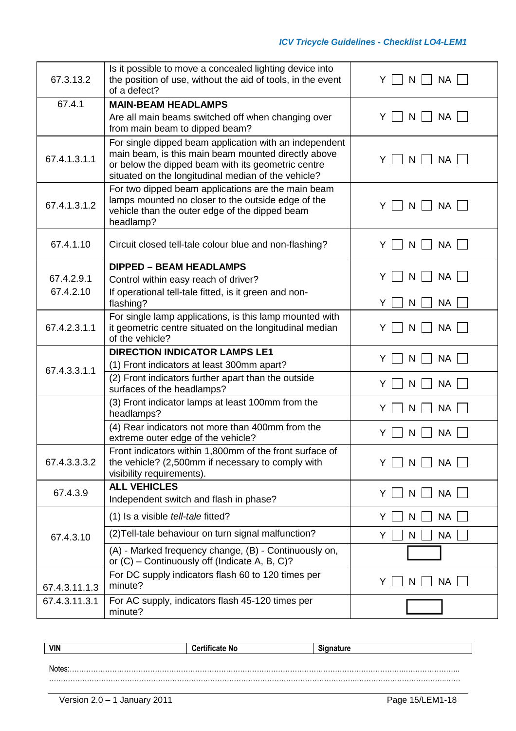| | | |
|---|---|---|
| 67.3.13.2 | Is it possible to move a concealed lighting device into the position of use, without the aid of tools, in the event of a defect? | Y ☐ N ☐ NA ☐ |
| 67.4.1 | **MAIN-BEAM HEADLAMPS**<br>Are all main beams switched off when changing over from main beam to dipped beam? | Y ☐ N ☐ NA ☐ |
| 67.4.1.3.1.1 | For single dipped beam application with an independent main beam, is this main beam mounted directly above or below the dipped beam with its geometric centre situated on the longitudinal median of the vehicle? | Y ☐ N ☐ NA ☐ |
| 67.4.1.3.1.2 | For two dipped beam applications are the main beam lamps mounted no closer to the outside edge of the vehicle than the outer edge of the dipped beam headlamp? | Y ☐ N ☐ NA ☐ |
| 67.4.1.10 | Circuit closed tell-tale colour blue and non-flashing? | Y ☐ N ☐ NA ☐ |
| 67.4.2.9.1<br>67.4.2.10 | **DIPPED – BEAM HEADLAMPS**<br>Control within easy reach of driver?<br>If operational tell-tale fitted, is it green and non-flashing? | Y ☐ N ☐ NA ☐<br>Y ☐ N ☐ NA ☐ |
| 67.4.2.3.1.1 | For single lamp applications, is this lamp mounted with it geometric centre situated on the longitudinal median of the vehicle? | Y ☐ N ☐ NA ☐ |
| 67.4.3.3.1.1 | **DIRECTION INDICATOR LAMPS LE1**<br>(1) Front indicators at least 300mm apart? | Y ☐ N ☐ NA ☐ |
| | (2) Front indicators further apart than the outside surfaces of the headlamps? | Y ☐ N ☐ NA ☐ |
| | (3) Front indicator lamps at least 100mm from the headlamps? | Y ☐ N ☐ NA ☐ |
| | (4) Rear indicators not more than 400mm from the extreme outer edge of the vehicle? | Y ☐ N ☐ NA ☐ |
| 67.4.3.3.3.2 | Front indicators within 1,800mm of the front surface of the vehicle? (2,500mm if necessary to comply with visibility requirements). | Y ☐ N ☐ NA ☐ |
| 67.4.3.9 | **ALL VEHICLES**<br>Independent switch and flash in phase? | Y ☐ N ☐ NA ☐ |
| 67.4.3.10 | (1) Is a visible *tell-tale* fitted? | Y ☐ N ☐ NA ☐ |
| | (2)Tell-tale behaviour on turn signal malfunction? | Y ☐ N ☐ NA ☐ |
| | (A) - Marked frequency change, (B) - Continuously on, or (C) – Continuously off (Indicate A, B, C)? | ☐ |
| 67.4.3.11.1.3 | For DC supply indicators flash 60 to 120 times per minute? | Y ☐ N ☐ NA ☐ |
| 67.4.3.11.3.1 | For AC supply, indicators flash 45-120 times per minute? | ☐ |

| VIN | Certificate No | Signature |
|---|---|---|

Notes:......................................................................................................................................................
..................................................................................................................................................................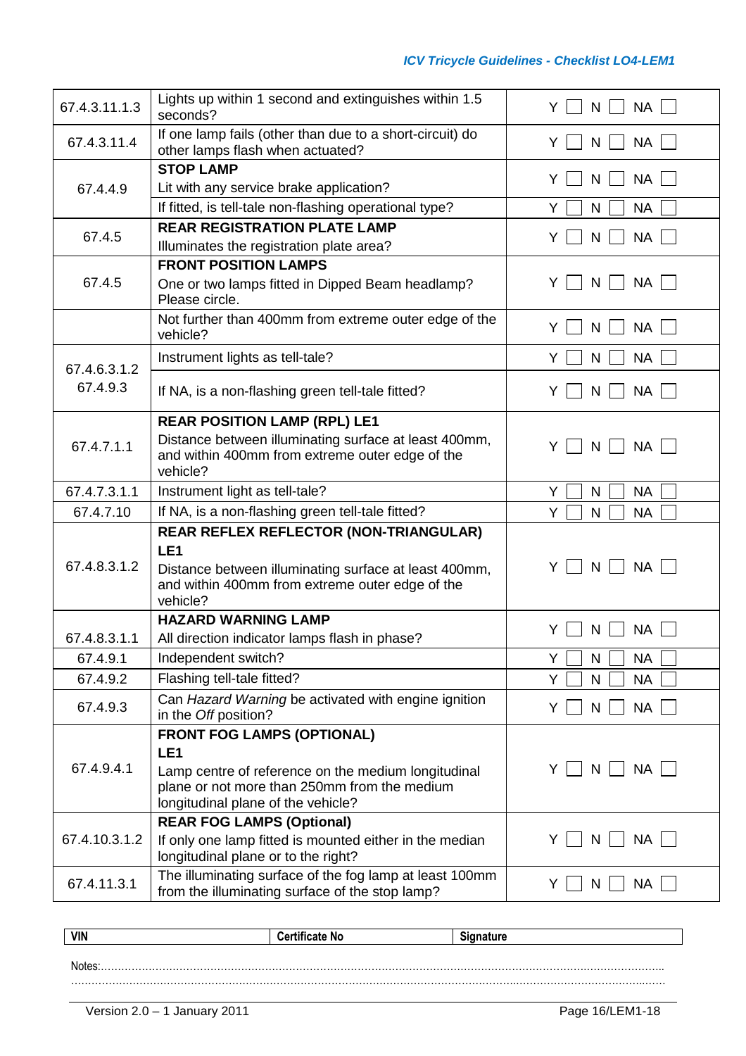| | | |
|---|---|---|
| 67.4.3.11.1.3 | Lights up within 1 second and extinguishes within 1.5 seconds? | Y ☐ N ☐ NA ☐ |
| 67.4.3.11.4 | If one lamp fails (other than due to a short-circuit) do other lamps flash when actuated? | Y ☐ N ☐ NA ☐ |
| 67.4.4.9 | **STOP LAMP** Lit with any service brake application? | Y ☐ N ☐ NA ☐ |
| | If fitted, is tell-tale non-flashing operational type? | Y ☐ N ☐ NA ☐ |
| 67.4.5 | **REAR REGISTRATION PLATE LAMP** Illuminates the registration plate area? | Y ☐ N ☐ NA ☐ |
| 67.4.5 | **FRONT POSITION LAMPS** One or two lamps fitted in Dipped Beam headlamp? Please circle. | Y ☐ N ☐ NA ☐ |
| | Not further than 400mm from extreme outer edge of the vehicle? | Y ☐ N ☐ NA ☐ |
| 67.4.6.3.1.2 67.4.9.3 | Instrument lights as tell-tale? | Y ☐ N ☐ NA ☐ |
| | If NA, is a non-flashing green tell-tale fitted? | Y ☐ N ☐ NA ☐ |
| 67.4.7.1.1 | **REAR POSITION LAMP (RPL) LE1** Distance between illuminating surface at least 400mm, and within 400mm from extreme outer edge of the vehicle? | Y ☐ N ☐ NA ☐ |
| 67.4.7.3.1.1 | Instrument light as tell-tale? | Y ☐ N ☐ NA ☐ |
| 67.4.7.10 | If NA, is a non-flashing green tell-tale fitted? | Y ☐ N ☐ NA ☐ |
| 67.4.8.3.1.2 | **REAR REFLEX REFLECTOR (NON-TRIANGULAR) LE1** Distance between illuminating surface at least 400mm, and within 400mm from extreme outer edge of the vehicle? | Y ☐ N ☐ NA ☐ |
| 67.4.8.3.1.1 | **HAZARD WARNING LAMP** All direction indicator lamps flash in phase? | Y ☐ N ☐ NA ☐ |
| 67.4.9.1 | Independent switch? | Y ☐ N ☐ NA ☐ |
| 67.4.9.2 | Flashing tell-tale fitted? | Y ☐ N ☐ NA ☐ |
| 67.4.9.3 | Can *Hazard Warning* be activated with engine ignition in the *Off* position? | Y ☐ N ☐ NA ☐ |
| 67.4.9.4.1 | **FRONT FOG LAMPS (OPTIONAL) LE1** Lamp centre of reference on the medium longitudinal plane or not more than 250mm from the medium longitudinal plane of the vehicle? | Y ☐ N ☐ NA ☐ |
| 67.4.10.3.1.2 | **REAR FOG LAMPS (Optional)** If only one lamp fitted is mounted either in the median longitudinal plane or to the right? | Y ☐ N ☐ NA ☐ |
| 67.4.11.3.1 | The illuminating surface of the fog lamp at least 100mm from the illuminating surface of the stop lamp? | Y ☐ N ☐ NA ☐ |

| VIN | Certificate No | Signature |
|---|---|---|
| | | |

Notes:..............................................................................................................................................

.......................................................................................................................................................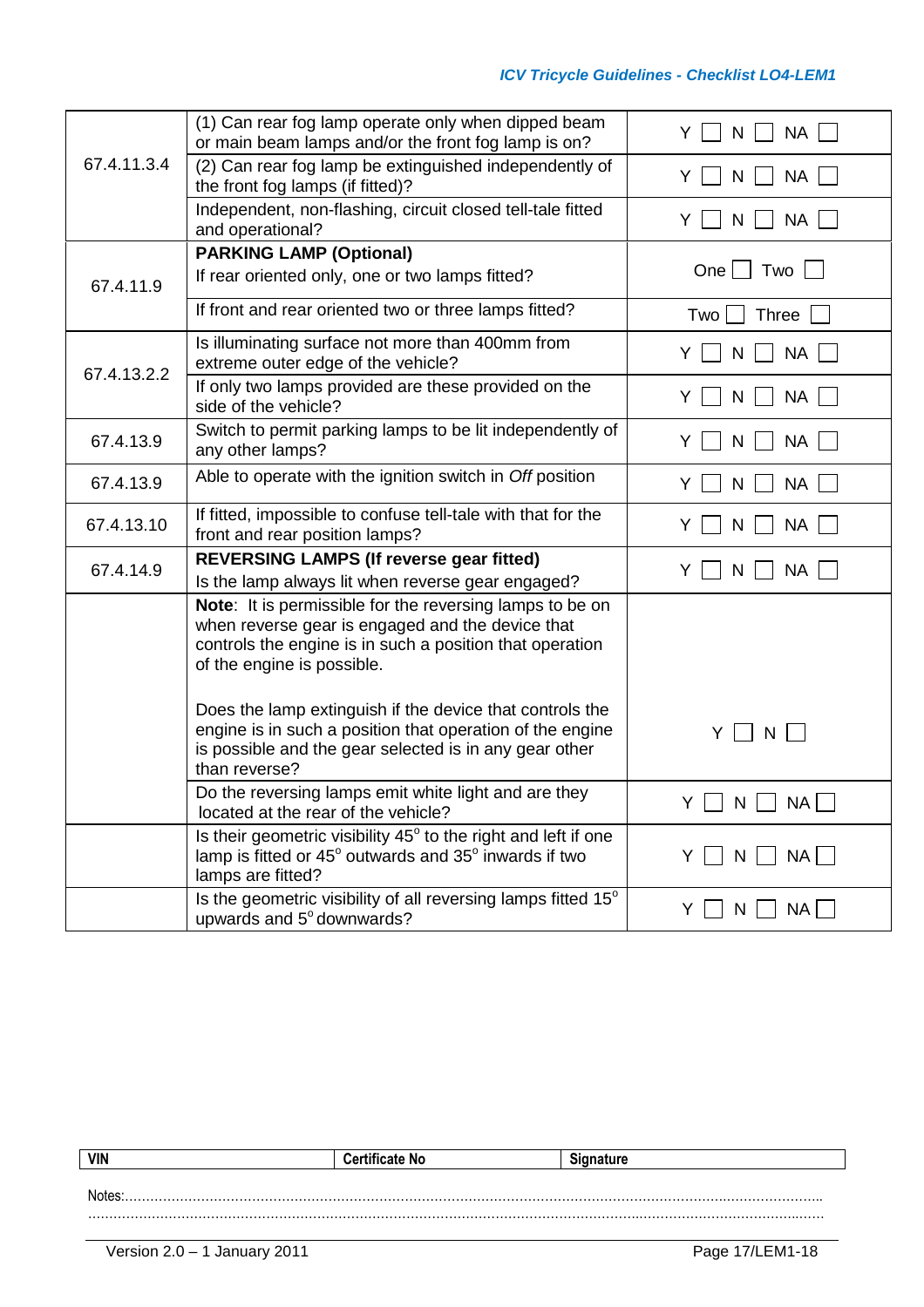| | | |
|---|---|---|
| 67.4.11.3.4 | (1) Can rear fog lamp operate only when dipped beam or main beam lamps and/or the front fog lamp is on? | Y ☐ N ☐ NA ☐ |
| | (2) Can rear fog lamp be extinguished independently of the front fog lamps (if fitted)? | Y ☐ N ☐ NA ☐ |
| | Independent, non-flashing, circuit closed tell-tale fitted and operational? | Y ☐ N ☐ NA ☐ |
| 67.4.11.9 | **PARKING LAMP (Optional)** If rear oriented only, one or two lamps fitted? | One ☐ Two ☐ |
| | If front and rear oriented two or three lamps fitted? | Two ☐ Three ☐ |
| 67.4.13.2.2 | Is illuminating surface not more than 400mm from extreme outer edge of the vehicle? | Y ☐ N ☐ NA ☐ |
| | If only two lamps provided are these provided on the side of the vehicle? | Y ☐ N ☐ NA ☐ |
| 67.4.13.9 | Switch to permit parking lamps to be lit independently of any other lamps? | Y ☐ N ☐ NA ☐ |
| 67.4.13.9 | Able to operate with the ignition switch in *Off* position | Y ☐ N ☐ NA ☐ |
| 67.4.13.10 | If fitted, impossible to confuse tell-tale with that for the front and rear position lamps? | Y ☐ N ☐ NA ☐ |
| 67.4.14.9 | **REVERSING LAMPS (If reverse gear fitted)** Is the lamp always lit when reverse gear engaged? | Y ☐ N ☐ NA ☐ |
| | **Note**: It is permissible for the reversing lamps to be on when reverse gear is engaged and the device that controls the engine is in such a position that operation of the engine is possible. Does the lamp extinguish if the device that controls the engine is in such a position that operation of the engine is possible and the gear selected is in any gear other than reverse? | Y ☐ N ☐ |
| | Do the reversing lamps emit white light and are they located at the rear of the vehicle? | Y ☐ N ☐ NA ☐ |
| | Is their geometric visibility 45° to the right and left if one lamp is fitted or 45° outwards and 35° inwards if two lamps are fitted? | Y ☐ N ☐ NA ☐ |
| | Is the geometric visibility of all reversing lamps fitted 15° upwards and 5° downwards? | Y ☐ N ☐ NA ☐ |

| VIN | Certificate No | Signature |
|---|---|---|

Notes:.......................................................................................................................................................
.................................................................................................................................................................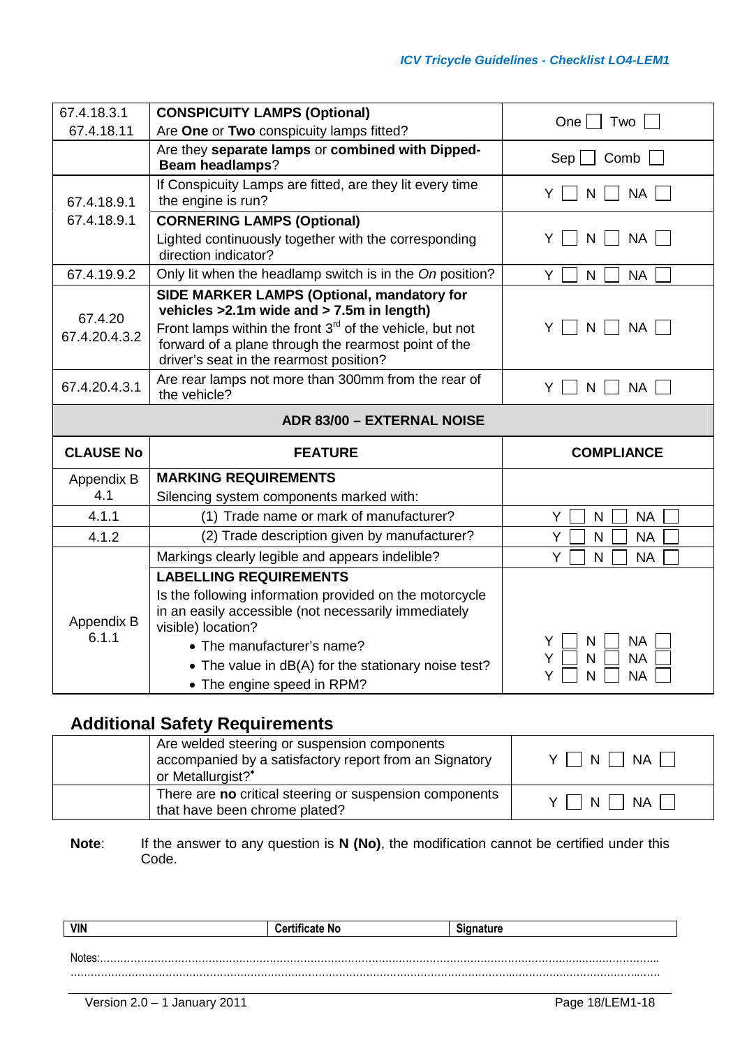| | | |
|---|---|---|
| 67.4.18.3.1<br>67.4.18.11 | **CONSPICUITY LAMPS (Optional)**<br>Are **One** or **Two** conspicuity lamps fitted? | One ☐ Two ☐ |
| | Are they **separate lamps** or **combined with Dipped-Beam headlamps**? | Sep ☐ Comb ☐ |
| 67.4.18.9.1 | If Conspicuity Lamps are fitted, are they lit every time the engine is run? | Y ☐ N ☐ NA ☐ |
| 67.4.18.9.1 | **CORNERING LAMPS (Optional)**<br>Lighted continuously together with the corresponding direction indicator? | Y ☐ N ☐ NA ☐ |
| 67.4.19.9.2 | Only lit when the headlamp switch is in the *On* position? | Y ☐ N ☐ NA ☐ |
| 67.4.20<br>67.4.20.4.3.2 | **SIDE MARKER LAMPS (Optional, mandatory for vehicles >2.1m wide and > 7.5m in length)**<br>Front lamps within the front 3rd of the vehicle, but not forward of a plane through the rearmost point of the driver's seat in the rearmost position? | Y ☐ N ☐ NA ☐ |
| 67.4.20.4.3.1 | Are rear lamps not more than 300mm from the rear of the vehicle? | Y ☐ N ☐ NA ☐ |

**ADR 83/00 – EXTERNAL NOISE**

| CLAUSE No | FEATURE | COMPLIANCE |
|---|---|---|
| Appendix B 4.1 | **MARKING REQUIREMENTS**<br>Silencing system components marked with: | |
| 4.1.1 | (1) Trade name or mark of manufacturer? | Y ☐ N ☐ NA ☐ |
| 4.1.2 | (2) Trade description given by manufacturer? | Y ☐ N ☐ NA ☐ |
| | Markings clearly legible and appears indelible? | Y ☐ N ☐ NA ☐ |
| Appendix B 6.1.1 | **LABELLING REQUIREMENTS**<br>Is the following information provided on the motorcycle in an easily accessible (not necessarily immediately visible) location?<br>• The manufacturer's name?<br>• The value in dB(A) for the stationary noise test?<br>• The engine speed in RPM? | <br><br><br>Y ☐ N ☐ NA ☐<br>Y ☐ N ☐ NA ☐<br>Y ☐ N ☐ NA ☐ |

## Additional Safety Requirements

| | | |
|---|---|---|
| | Are welded steering or suspension components accompanied by a satisfactory report from an Signatory or Metallurgist?* | Y ☐ N ☐ NA ☐ |
| | There are **no** critical steering or suspension components that have been chrome plated? | Y ☐ N ☐ NA ☐ |

**Note**: If the answer to any question is **N (No)**, the modification cannot be certified under this Code.

| VIN | Certificate No | Signature |
|---|---|---|

Notes:..........................................................................................................................................................

..........................................................................................................................................................